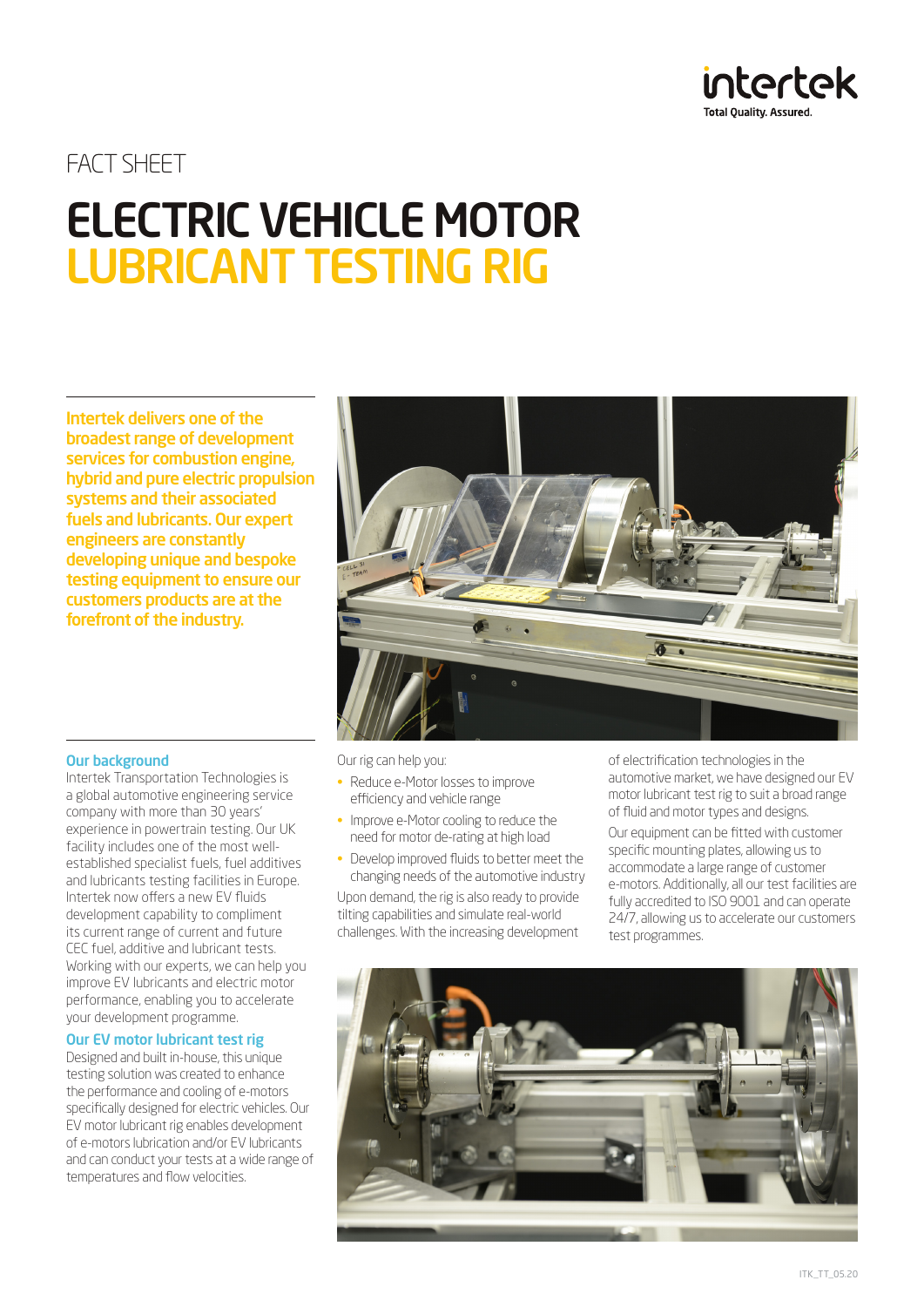FACT SHEET

# ELECTRIC VEHICLE MOTOR LUBRICANT TESTING RIG

**Intertek delivers one of the broadest range of development services for combustion engine, hybrid and pure electric propulsion systems and their associated fuels and lubricants. Our expert engineers are constantly developing unique and bespoke testing equipment to ensure our customers products are at the forefront of the industry.**

## Our background

Intertek Transportation Technologies is a global automotive engineering service company with more than 30 years' experience in powertrain testing. Our UK facility includes one of the most well-established specialist fuels, fuel additives and lubricants testing facilities in Europe. Intertek now offers a new EV fluids development capability to compliment its current range of current and future CEC fuel, additive and lubricant tests. Working with our experts, we can help you improve EV lubricants and electric motor performance, enabling you to accelerate your development programme.

## Our EV motor lubricant test rig

Designed and built in-house, this unique testing solution was created to enhance the performance and cooling of e-motors specifically designed for electric vehicles. Our EV motor lubricant rig enables development of e-motors lubrication and/or EV lubricants and can conduct your tests at a wide range of temperatures and flow velocities.

Our rig can help you:

- Reduce e-Motor losses to improve efficiency and vehicle range
- Improve e-Motor cooling to reduce the need for motor de-rating at high load
- Develop improved fluids to better meet the changing needs of the automotive industry

Upon demand, the rig is also ready to provide tilting capabilities and simulate real-world challenges. With the increasing development of electrification technologies in the automotive market, we have designed our EV motor lubricant test rig to suit a broad range of fluid and motor types and designs.

Our equipment can be fitted with customer specific mounting plates, allowing us to accommodate a large range of customer e-motors. Additionally, all our test facilities are fully accredited to ISO 9001 and can operate 24/7, allowing us to accelerate our customers test programmes.

ITK_TT_05.20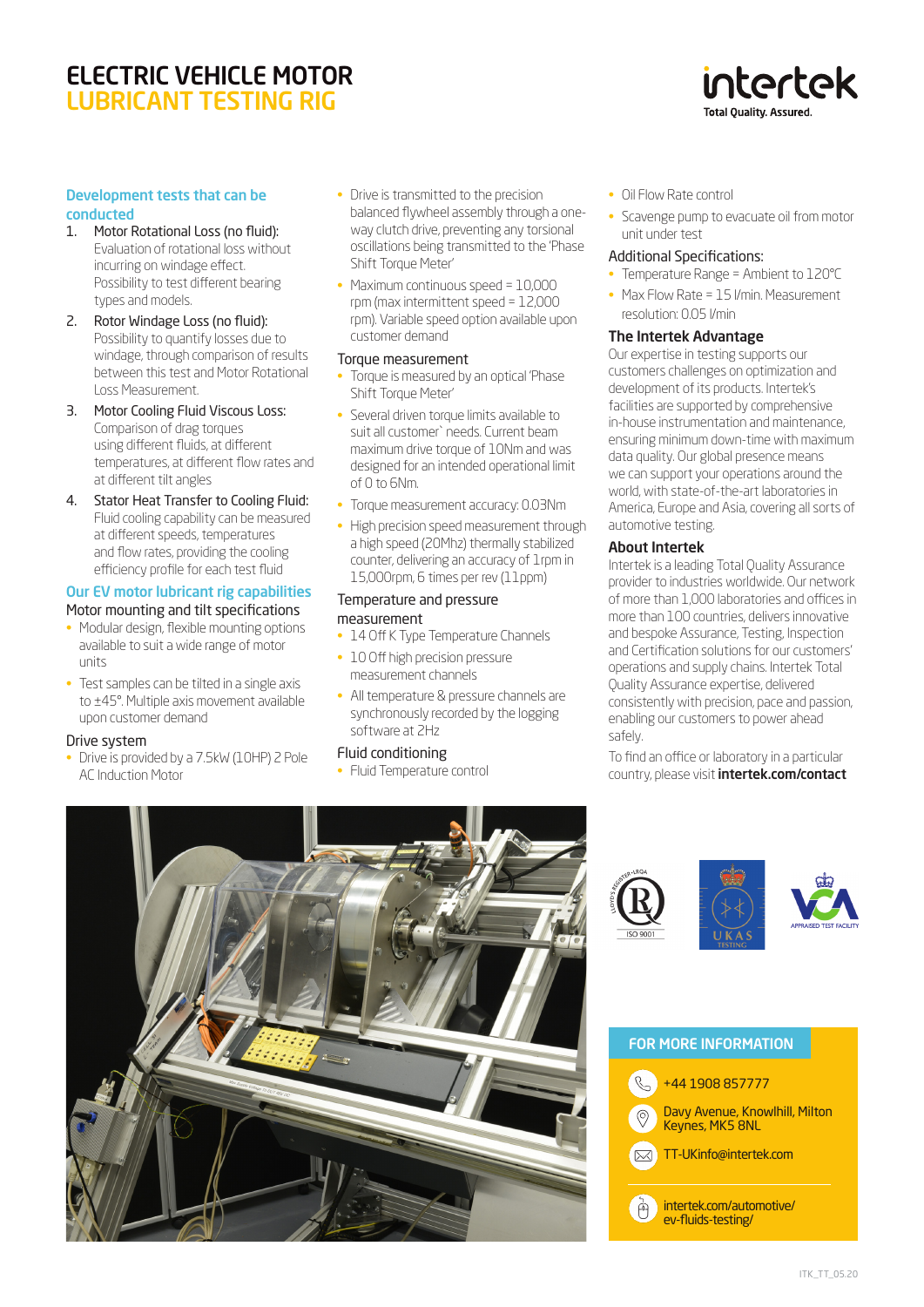# ELECTRIC VEHICLE MOTOR LUBRICANT TESTING RIG

## Development tests that can be conducted

1. Motor Rotational Loss (no fluid): Evaluation of rotational loss without incurring on windage effect. Possibility to test different bearing types and models.
2. Rotor Windage Loss (no fluid): Possibility to quantify losses due to windage, through comparison of results between this test and Motor Rotational Loss Measurement.
3. Motor Cooling Fluid Viscous Loss: Comparison of drag torques using different fluids, at different temperatures, at different flow rates and at different tilt angles
4. Stator Heat Transfer to Cooling Fluid: Fluid cooling capability can be measured at different speeds, temperatures and flow rates, providing the cooling efficiency profile for each test fluid

## Our EV motor lubricant rig capabilities

### Motor mounting and tilt specifications

- Modular design, flexible mounting options available to suit a wide range of motor units
- Test samples can be tilted in a single axis to ±45°. Multiple axis movement available upon customer demand

### Drive system

- Drive is provided by a 7.5kW (10HP) 2 Pole AC Induction Motor
- Drive is transmitted to the precision balanced flywheel assembly through a one-way clutch drive, preventing any torsional oscillations being transmitted to the 'Phase Shift Torque Meter'
- Maximum continuous speed = 10,000 rpm (max intermittent speed = 12,000 rpm). Variable speed option available upon customer demand

### Torque measurement

- Torque is measured by an optical 'Phase Shift Torque Meter'
- Several driven torque limits available to suit all customer` needs. Current beam maximum drive torque of 10Nm and was designed for an intended operational limit of 0 to 6Nm.
- Torque measurement accuracy: 0.03Nm
- High precision speed measurement through a high speed (20Mhz) thermally stabilized counter, delivering an accuracy of 1rpm in 15,000rpm, 6 times per rev (11ppm)

### Temperature and pressure measurement

- 14 Off K Type Temperature Channels
- 10 Off high precision pressure measurement channels
- All temperature & pressure channels are synchronously recorded by the logging software at 2Hz

### Fluid conditioning

- Fluid Temperature control
- Oil Flow Rate control
- Scavenge pump to evacuate oil from motor unit under test

### Additional Specifications:

- Temperature Range = Ambient to 120°C
- Max Flow Rate = 15 l/min. Measurement resolution: 0.05 l/min

### The Intertek Advantage

Our expertise in testing supports our customers challenges on optimization and development of its products. Intertek's facilities are supported by comprehensive in-house instrumentation and maintenance, ensuring minimum down-time with maximum data quality. Our global presence means we can support your operations around the world, with state-of-the-art laboratories in America, Europe and Asia, covering all sorts of automotive testing.

### About Intertek

Intertek is a leading Total Quality Assurance provider to industries worldwide. Our network of more than 1,000 laboratories and offices in more than 100 countries, delivers innovative and bespoke Assurance, Testing, Inspection and Certification solutions for our customers' operations and supply chains. Intertek Total Quality Assurance expertise, delivered consistently with precision, pace and passion, enabling our customers to power ahead safely.

To find an office or laboratory in a particular country, please visit **intertek.com/contact**

## FOR MORE INFORMATION

+44 1908 857777

Davy Avenue, Knowlhill, Milton Keynes, MK5 8NL

TT-UKinfo@intertek.com

intertek.com/automotive/ev-fluids-testing/